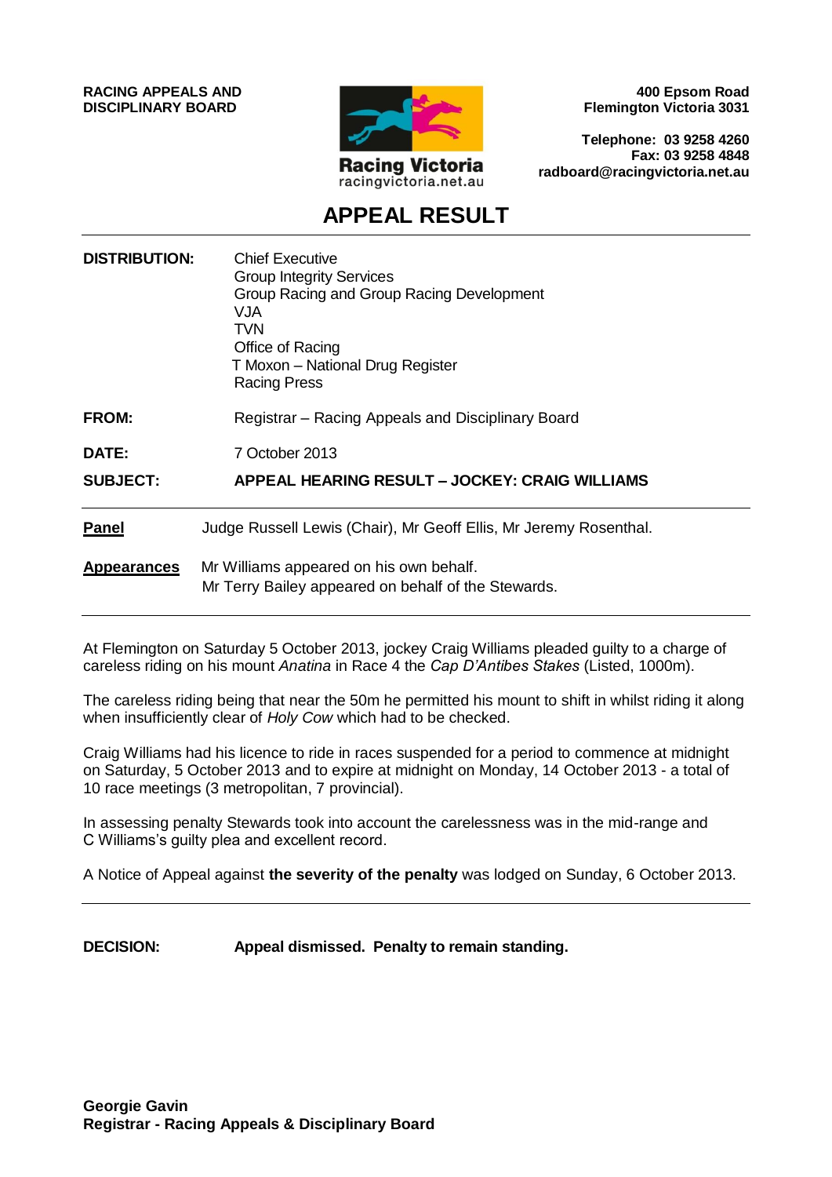**RACING APPEALS AND DISCIPLINARY BOARD**

Racing Victoria
racingvictoria.net.au

**400 Epsom Road**
**Flemington Victoria 3031**

**Telephone: 03 9258 4260**
**Fax: 03 9258 4848**
**radboard@racingvictoria.net.au**

# APPEAL RESULT

| | |
|---|---|
| **DISTRIBUTION:** | Chief Executive<br>Group Integrity Services<br>Group Racing and Group Racing Development<br>VJA<br>TVN<br>Office of Racing<br>T Moxon – National Drug Register<br>Racing Press |
| **FROM:** | Registrar – Racing Appeals and Disciplinary Board |
| **DATE:** | 7 October 2013 |
| **SUBJECT:** | **APPEAL HEARING RESULT – JOCKEY: CRAIG WILLIAMS** |

**Panel** Judge Russell Lewis (Chair), Mr Geoff Ellis, Mr Jeremy Rosenthal.

**Appearances** Mr Williams appeared on his own behalf.
Mr Terry Bailey appeared on behalf of the Stewards.

At Flemington on Saturday 5 October 2013, jockey Craig Williams pleaded guilty to a charge of careless riding on his mount *Anatina* in Race 4 the *Cap D'Antibes Stakes* (Listed, 1000m).

The careless riding being that near the 50m he permitted his mount to shift in whilst riding it along when insufficiently clear of *Holy Cow* which had to be checked.

Craig Williams had his licence to ride in races suspended for a period to commence at midnight on Saturday, 5 October 2013 and to expire at midnight on Monday, 14 October 2013 - a total of 10 race meetings (3 metropolitan, 7 provincial).

In assessing penalty Stewards took into account the carelessness was in the mid-range and C Williams's guilty plea and excellent record.

A Notice of Appeal against **the severity of the penalty** was lodged on Sunday, 6 October 2013.

**DECISION:** **Appeal dismissed. Penalty to remain standing.**

**Georgie Gavin**
**Registrar - Racing Appeals & Disciplinary Board**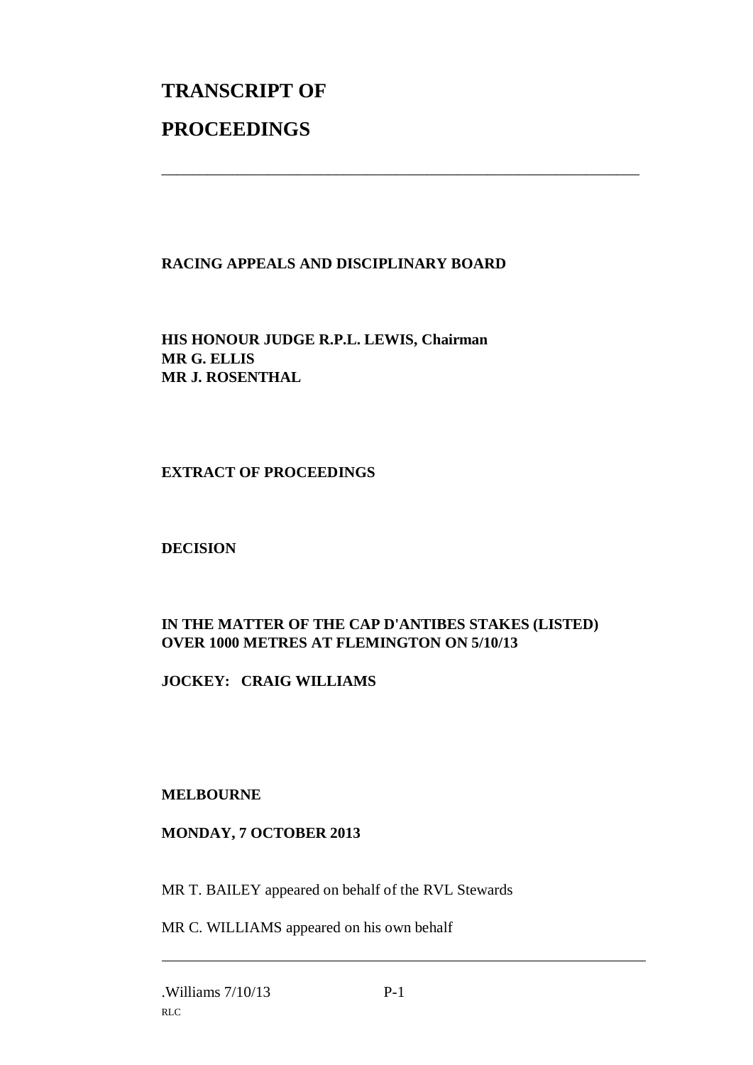# TRANSCRIPT OF

# PROCEEDINGS

---

**RACING APPEALS AND DISCIPLINARY BOARD**

**HIS HONOUR JUDGE R.P.L. LEWIS, Chairman**
**MR G. ELLIS**
**MR J. ROSENTHAL**

**EXTRACT OF PROCEEDINGS**

**DECISION**

**IN THE MATTER OF THE CAP D'ANTIBES STAKES (LISTED) OVER 1000 METRES AT FLEMINGTON ON 5/10/13**

**JOCKEY: CRAIG WILLIAMS**

**MELBOURNE**

**MONDAY, 7 OCTOBER 2013**

MR T. BAILEY appeared on behalf of the RVL Stewards

MR C. WILLIAMS appeared on his own behalf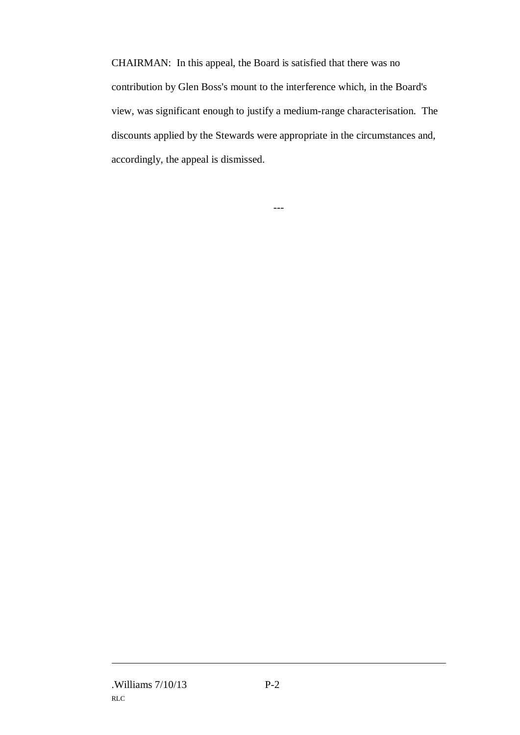CHAIRMAN: In this appeal, the Board is satisfied that there was no contribution by Glen Boss's mount to the interference which, in the Board's view, was significant enough to justify a medium-range characterisation. The discounts applied by the Stewards were appropriate in the circumstances and, accordingly, the appeal is dismissed.

---